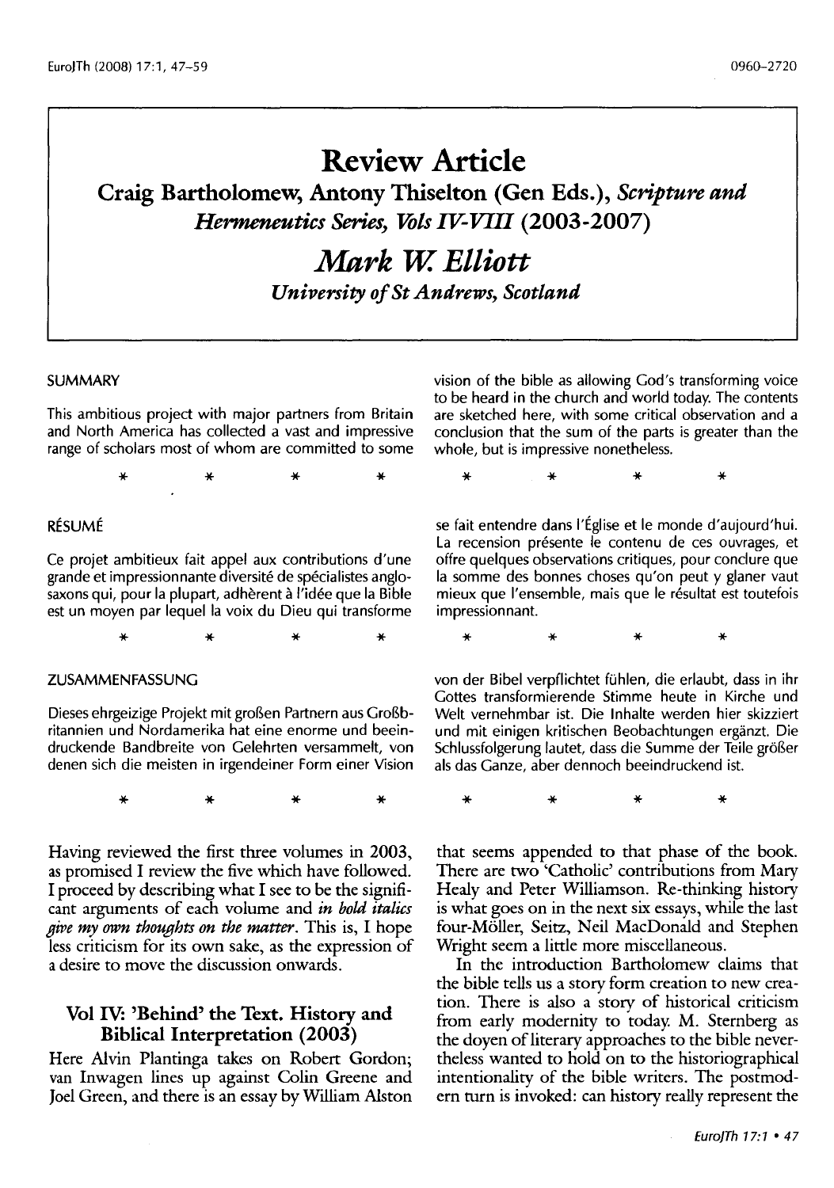# Review Article

## Craig Bartholomew, Antony Thiselton (Gen Eds.), *Scripture and Hermeneutics Series, Vols IV-VIII* (2003-2007)

## *Mark W. Elliott*

***University of St Andrews, Scotland***

### SUMMARY

This ambitious project with major partners from Britain and North America has collected a vast and impressive range of scholars most of whom are committed to some vision of the bible as allowing God's transforming voice to be heard in the church and world today. The contents are sketched here, with some critical observation and a conclusion that the sum of the parts is greater than the whole, but is impressive nonetheless.

\* \* \* \* \* \* \* \*

### RÉSUMÉ

Ce projet ambitieux fait appel aux contributions d'une grande et impressionnante diversité de spécialistes anglo-saxons qui, pour la plupart, adhèrent à l'idée que la Bible est un moyen par lequel la voix du Dieu qui transforme se fait entendre dans l'Église et le monde d'aujourd'hui. La recension présente le contenu de ces ouvrages, et offre quelques observations critiques, pour conclure que la somme des bonnes choses qu'on peut y glaner vaut mieux que l'ensemble, mais que le résultat est toutefois impressionnant.

\* \* \* \* \* \* \* \*

### ZUSAMMENFASSUNG

Dieses ehrgeizige Projekt mit großen Partnern aus Großbritannien und Nordamerika hat eine enorme und beeindruckende Bandbreite von Gelehrten versammelt, von denen sich die meisten in irgendeiner Form einer Vision von der Bibel verpflichtet fühlen, die erlaubt, dass in ihr Gottes transformierende Stimme heute in Kirche und Welt vernehmbar ist. Die Inhalte werden hier skizziert und mit einigen kritischen Beobachtungen ergänzt. Die Schlussfolgerung lautet, dass die Summe der Teile größer als das Ganze, aber dennoch beeindruckend ist.

\* \* \* \* \* \* \* \*

Having reviewed the first three volumes in 2003, as promised I review the five which have followed. I proceed by describing what I see to be the significant arguments of each volume and ***in bold italics give my own thoughts on the matter***. This is, I hope less criticism for its own sake, as the expression of a desire to move the discussion onwards.

## Vol IV: 'Behind' the Text. History and Biblical Interpretation (2003)

Here Alvin Plantinga takes on Robert Gordon; van Inwagen lines up against Colin Greene and Joel Green, and there is an essay by William Alston that seems appended to that phase of the book. There are two 'Catholic' contributions from Mary Healy and Peter Williamson. Re-thinking history is what goes on in the next six essays, while the last four-Möller, Seitz, Neil MacDonald and Stephen Wright seem a little more miscellaneous.

In the introduction Bartholomew claims that the bible tells us a story form creation to new creation. There is also a story of historical criticism from early modernity to today. M. Sternberg as the doyen of literary approaches to the bible nevertheless wanted to hold on to the historiographical intentionality of the bible writers. The postmodern turn is invoked: can history really represent the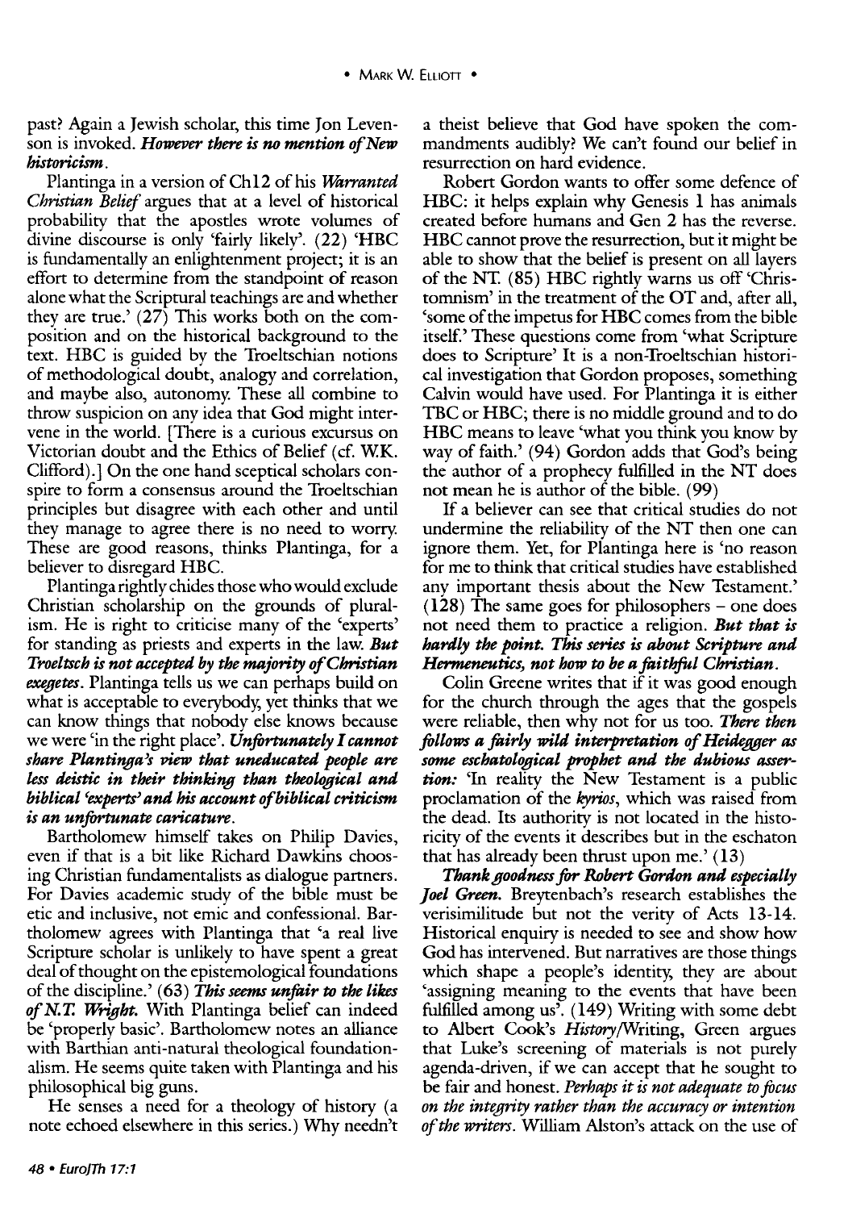past? Again a Jewish scholar, this time Jon Levenson is invoked. ***However there is no mention of New historicism.***

Plantinga in a version of Ch12 of his *Warranted Christian Belief* argues that at a level of historical probability that the apostles wrote volumes of divine discourse is only 'fairly likely'. (22) 'HBC is fundamentally an enlightenment project; it is an effort to determine from the standpoint of reason alone what the Scriptural teachings are and whether they are true.' (27) This works both on the composition and on the historical background to the text. HBC is guided by the Troeltschian notions of methodological doubt, analogy and correlation, and maybe also, autonomy. These all combine to throw suspicion on any idea that God might intervene in the world. [There is a curious excursus on Victorian doubt and the Ethics of Belief (cf. W.K. Clifford).] On the one hand sceptical scholars conspire to form a consensus around the Troeltschian principles but disagree with each other and until they manage to agree there is no need to worry. These are good reasons, thinks Plantinga, for a believer to disregard HBC.

Plantinga rightly chides those who would exclude Christian scholarship on the grounds of pluralism. He is right to criticise many of the 'experts' for standing as priests and experts in the law. ***But Troeltsch is not accepted by the majority of Christian exegetes.*** Plantinga tells us we can perhaps build on what is acceptable to everybody, yet thinks that we can know things that nobody else knows because we were 'in the right place'. ***Unfortunately I cannot share Plantinga's view that uneducated people are less deistic in their thinking than theological and biblical 'experts' and his account of biblical criticism is an unfortunate caricature.***

Bartholomew himself takes on Philip Davies, even if that is a bit like Richard Dawkins choosing Christian fundamentalists as dialogue partners. For Davies academic study of the bible must be etic and inclusive, not emic and confessional. Bartholomew agrees with Plantinga that 'a real live Scripture scholar is unlikely to have spent a great deal of thought on the epistemological foundations of the discipline.' (63) ***This seems unfair to the likes of N.T. Wright.*** With Plantinga belief can indeed be 'properly basic'. Bartholomew notes an alliance with Barthian anti-natural theological foundationalism. He seems quite taken with Plantinga and his philosophical big guns.

He senses a need for a theology of history (a note echoed elsewhere in this series.) Why needn't a theist believe that God have spoken the commandments audibly? We can't found our belief in resurrection on hard evidence.

Robert Gordon wants to offer some defence of HBC: it helps explain why Genesis 1 has animals created before humans and Gen 2 has the reverse. HBC cannot prove the resurrection, but it might be able to show that the belief is present on all layers of the NT. (85) HBC rightly warns us off 'Christomnism' in the treatment of the OT and, after all, 'some of the impetus for HBC comes from the bible itself.' These questions come from 'what Scripture does to Scripture' It is a non-Troeltschian historical investigation that Gordon proposes, something Calvin would have used. For Plantinga it is either TBC or HBC; there is no middle ground and to do HBC means to leave 'what you think you know by way of faith.' (94) Gordon adds that God's being the author of a prophecy fulfilled in the NT does not mean he is author of the bible. (99)

If a believer can see that critical studies do not undermine the reliability of the NT then one can ignore them. Yet, for Plantinga here is 'no reason for me to think that critical studies have established any important thesis about the New Testament.' (128) The same goes for philosophers – one does not need them to practice a religion. ***But that is hardly the point. This series is about Scripture and Hermeneutics, not how to be a faithful Christian.***

Colin Greene writes that if it was good enough for the church through the ages that the gospels were reliable, then why not for us too. ***There then follows a fairly wild interpretation of Heidegger as some eschatological prophet and the dubious assertion:*** 'In reality the New Testament is a public proclamation of the *kyrios*, which was raised from the dead. Its authority is not located in the historicity of the events it describes but in the eschaton that has already been thrust upon me.' (13)

***Thank goodness for Robert Gordon and especially Joel Green.*** Breytenbach's research establishes the verisimilitude but not the verity of Acts 13-14. Historical enquiry is needed to see and show how God has intervened. But narratives are those things which shape a people's identity, they are about 'assigning meaning to the events that have been fulfilled among us'. (149) Writing with some debt to Albert Cook's *History/Writing*, Green argues that Luke's screening of materials is not purely agenda-driven, if we can accept that he sought to be fair and honest. *Perhaps it is not adequate to focus on the integrity rather than the accuracy or intention of the writers.* William Alston's attack on the use of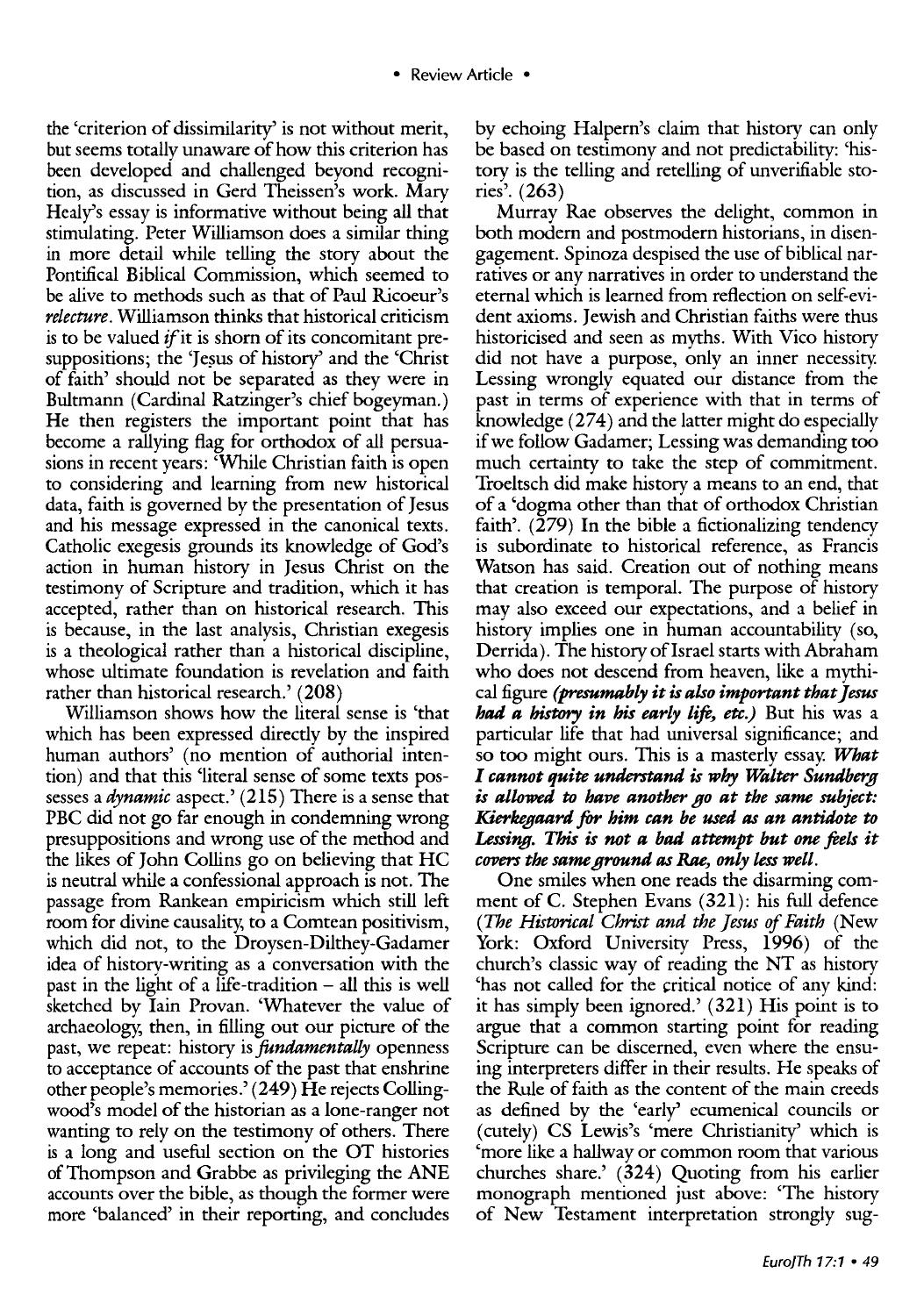the 'criterion of dissimilarity' is not without merit, but seems totally unaware of how this criterion has been developed and challenged beyond recognition, as discussed in Gerd Theissen's work. Mary Healy's essay is informative without being all that stimulating. Peter Williamson does a similar thing in more detail while telling the story about the Pontifical Biblical Commission, which seemed to be alive to methods such as that of Paul Ricoeur's *relecture*. Williamson thinks that historical criticism is to be valued *if* it is shorn of its concomitant presuppositions; the 'Jesus of history' and the 'Christ of faith' should not be separated as they were in Bultmann (Cardinal Ratzinger's chief bogeyman.) He then registers the important point that has become a rallying flag for orthodox of all persuasions in recent years: 'While Christian faith is open to considering and learning from new historical data, faith is governed by the presentation of Jesus and his message expressed in the canonical texts. Catholic exegesis grounds its knowledge of God's action in human history in Jesus Christ on the testimony of Scripture and tradition, which it has accepted, rather than on historical research. This is because, in the last analysis, Christian exegesis is a theological rather than a historical discipline, whose ultimate foundation is revelation and faith rather than historical research.' (208)

Williamson shows how the literal sense is 'that which has been expressed directly by the inspired human authors' (no mention of authorial intention) and that this 'literal sense of some texts possesses a *dynamic* aspect.' (215) There is a sense that PBC did not go far enough in condemning wrong presuppositions and wrong use of the method and the likes of John Collins go on believing that HC is neutral while a confessional approach is not. The passage from Rankean empiricism which still left room for divine causality, to a Comtean positivism, which did not, to the Droysen-Dilthey-Gadamer idea of history-writing as a conversation with the past in the light of a life-tradition – all this is well sketched by Iain Provan. 'Whatever the value of archaeology, then, in filling out our picture of the past, we repeat: history is *fundamentally* openness to acceptance of accounts of the past that enshrine other people's memories.' (249) He rejects Collingwood's model of the historian as a lone-ranger not wanting to rely on the testimony of others. There is a long and useful section on the OT histories of Thompson and Grabbe as privileging the ANE accounts over the bible, as though the former were more 'balanced' in their reporting, and concludes by echoing Halpern's claim that history can only be based on testimony and not predictability: 'history is the telling and retelling of unverifiable stories'. (263)

Murray Rae observes the delight, common in both modern and postmodern historians, in disengagement. Spinoza despised the use of biblical narratives or any narratives in order to understand the eternal which is learned from reflection on self-evident axioms. Jewish and Christian faiths were thus historicised and seen as myths. With Vico history did not have a purpose, only an inner necessity. Lessing wrongly equated our distance from the past in terms of experience with that in terms of knowledge (274) and the latter might do especially if we follow Gadamer; Lessing was demanding too much certainty to take the step of commitment. Troeltsch did make history a means to an end, that of a 'dogma other than that of orthodox Christian faith'. (279) In the bible a fictionalizing tendency is subordinate to historical reference, as Francis Watson has said. Creation out of nothing means that creation is temporal. The purpose of history may also exceed our expectations, and a belief in history implies one in human accountability (so, Derrida). The history of Israel starts with Abraham who does not descend from heaven, like a mythical figure ***(presumably it is also important that Jesus had a history in his early life, etc.)*** But his was a particular life that had universal significance; and so too might ours. This is a masterly essay. ***What I cannot quite understand is why Walter Sundberg is allowed to have another go at the same subject: Kierkegaard for him can be used as an antidote to Lessing. This is not a bad attempt but one feels it covers the same ground as Rae, only less well.***

One smiles when one reads the disarming comment of C. Stephen Evans (321): his full defence (*The Historical Christ and the Jesus of Faith* (New York: Oxford University Press, 1996) of the church's classic way of reading the NT as history 'has not called for the critical notice of any kind: it has simply been ignored.' (321) His point is to argue that a common starting point for reading Scripture can be discerned, even where the ensuing interpreters differ in their results. He speaks of the Rule of faith as the content of the main creeds as defined by the 'early' ecumenical councils or (cutely) CS Lewis's 'mere Christianity' which is 'more like a hallway or common room that various churches share.' (324) Quoting from his earlier monograph mentioned just above: 'The history of New Testament interpretation strongly sug-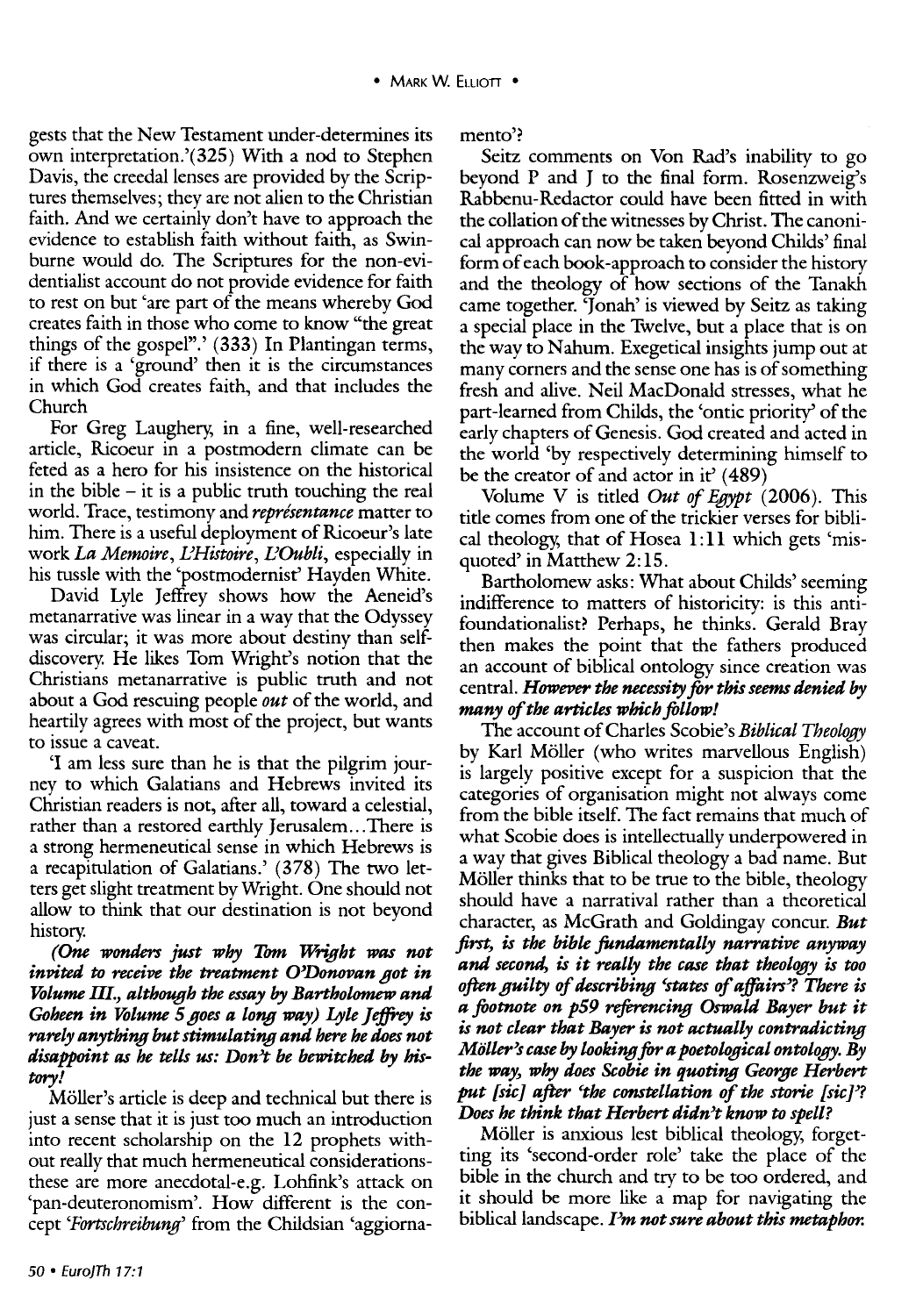gests that the New Testament under-determines its own interpretation.'(325) With a nod to Stephen Davis, the creedal lenses are provided by the Scriptures themselves; they are not alien to the Christian faith. And we certainly don't have to approach the evidence to establish faith without faith, as Swinburne would do. The Scriptures for the non-evidentialist account do not provide evidence for faith to rest on but 'are part of the means whereby God creates faith in those who come to know "the great things of the gospel".' (333) In Plantingan terms, if there is a 'ground' then it is the circumstances in which God creates faith, and that includes the Church

For Greg Laughery, in a fine, well-researched article, Ricoeur in a postmodern climate can be feted as a hero for his insistence on the historical in the bible – it is a public truth touching the real world. Trace, testimony and *représentance* matter to him. There is a useful deployment of Ricoeur's late work *La Memoire, L'Histoire, L'Oubli*, especially in his tussle with the 'postmodernist' Hayden White.

David Lyle Jeffrey shows how the Aeneid's metanarrative was linear in a way that the Odyssey was circular; it was more about destiny than self-discovery. He likes Tom Wright's notion that the Christians metanarrative is public truth and not about a God rescuing people *out* of the world, and heartily agrees with most of the project, but wants to issue a caveat.

'I am less sure than he is that the pilgrim journey to which Galatians and Hebrews invited its Christian readers is not, after all, toward a celestial, rather than a restored earthly Jerusalem...There is a strong hermeneutical sense in which Hebrews is a recapitulation of Galatians.' (378) The two letters get slight treatment by Wright. One should not allow to think that our destination is not beyond history.

***(One wonders just why Tom Wright was not invited to receive the treatment O'Donovan got in Volume III., although the essay by Bartholomew and Goheen in Volume 5 goes a long way) Lyle Jeffrey is rarely anything but stimulating and here he does not disappoint as he tells us: Don't be bewitched by history!***

Möller's article is deep and technical but there is just a sense that it is just too much an introduction into recent scholarship on the 12 prophets without really that much hermeneutical considerations-these are more anecdotal-e.g. Lohfink's attack on 'pan-deuteronomism'. How different is the concept *'Fortschreibung'* from the Childsian 'aggiornamento'?

Seitz comments on Von Rad's inability to go beyond P and J to the final form. Rosenzweig's Rabbenu-Redactor could have been fitted in with the collation of the witnesses by Christ. The canonical approach can now be taken beyond Childs' final form of each book-approach to consider the history and the theology of how sections of the Tanakh came together. 'Jonah' is viewed by Seitz as taking a special place in the Twelve, but a place that is on the way to Nahum. Exegetical insights jump out at many corners and the sense one has is of something fresh and alive. Neil MacDonald stresses, what he part-learned from Childs, the 'ontic priority' of the early chapters of Genesis. God created and acted in the world 'by respectively determining himself to be the creator of and actor in it' (489)

Volume V is titled *Out of Egypt* (2006). This title comes from one of the trickier verses for biblical theology, that of Hosea 1:11 which gets 'misquoted' in Matthew 2:15.

Bartholomew asks: What about Childs' seeming indifference to matters of historicity: is this anti-foundationalist? Perhaps, he thinks. Gerald Bray then makes the point that the fathers produced an account of biblical ontology since creation was central. ***However the necessity for this seems denied by many of the articles which follow!***

The account of Charles Scobie's *Biblical Theology* by Karl Möller (who writes marvellous English) is largely positive except for a suspicion that the categories of organisation might not always come from the bible itself. The fact remains that much of what Scobie does is intellectually underpowered in a way that gives Biblical theology a bad name. But Möller thinks that to be true to the bible, theology should have a narratival rather than a theoretical character, as McGrath and Goldingay concur. ***But first, is the bible fundamentally narrative anyway and second, is it really the case that theology is too often guilty of describing 'states of affairs'? There is a footnote on p59 referencing Oswald Bayer but it is not clear that Bayer is not actually contradicting Möller's case by looking for a poetological ontology. By the way, why does Scobie in quoting George Herbert put [sic] after 'the constellation of the storie [sic]'? Does he think that Herbert didn't know to spell?***

Möller is anxious lest biblical theology, forgetting its 'second-order role' take the place of the bible in the church and try to be too ordered, and it should be more like a map for navigating the biblical landscape. ***I'm not sure about this metaphor.***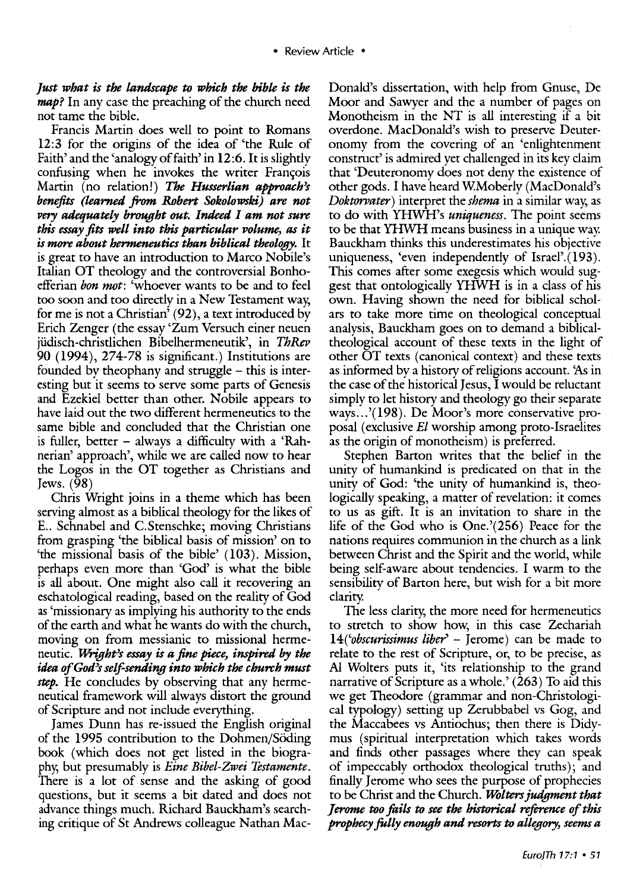*Just what is the landscape to which the bible is the map?* In any case the preaching of the church need not tame the bible.

Francis Martin does well to point to Romans 12:3 for the origins of the idea of 'the Rule of Faith' and the 'analogy of faith' in 12:6. It is slightly confusing when he invokes the writer François Martin (no relation!) ***The Husserlian approach's benefits (learned from Robert Sokolowski) are not very adequately brought out. Indeed I am not sure this essay fits well into this particular volume, as it is more about hermeneutics than biblical theology.*** It is great to have an introduction to Marco Nobile's Italian OT theology and the controversial Bonhoefferian *bon mot*: 'whoever wants to be and to feel too soon and too directly in a New Testament way, for me is not a Christian' (92), a text introduced by Erich Zenger (the essay 'Zum Versuch einer neuen jüdisch-christlichen Bibelhermeneutik', in *ThRev* 90 (1994), 274-78 is significant.) Institutions are founded by theophany and struggle – this is interesting but it seems to serve some parts of Genesis and Ezekiel better than other. Nobile appears to have laid out the two different hermeneutics to the same bible and concluded that the Christian one is fuller, better – always a difficulty with a 'Rahnerian' approach', while we are called now to hear the Logos in the OT together as Christians and Jews. (98)

Chris Wright joins in a theme which has been serving almost as a biblical theology for the likes of E.. Schnabel and C.Stenschke; moving Christians from grasping 'the biblical basis of mission' on to 'the missional basis of the bible' (103). Mission, perhaps even more than 'God' is what the bible is all about. One might also call it recovering an eschatological reading, based on the reality of God as 'missionary as implying his authority to the ends of the earth and what he wants do with the church, moving on from messianic to missional hermeneutic. ***Wright's essay is a fine piece, inspired by the idea of God's self-sending into which the church must step.*** He concludes by observing that any hermeneutical framework will always distort the ground of Scripture and not include everything.

James Dunn has re-issued the English original of the 1995 contribution to the Dohmen/Söding book (which does not get listed in the biography, but presumably is *Eine Bibel-Zwei Testamente*. There is a lot of sense and the asking of good questions, but it seems a bit dated and does not advance things much. Richard Bauckham's searching critique of St Andrews colleague Nathan MacDonald's dissertation, with help from Gnuse, De Moor and Sawyer and the a number of pages on Monotheism in the NT is all interesting if a bit overdone. MacDonald's wish to preserve Deuteronomy from the covering of an 'enlightenment construct' is admired yet challenged in its key claim that 'Deuteronomy does not deny the existence of other gods. I have heard W.Moberly (MacDonald's *Doktorvater*) interpret the *shema* in a similar way, as to do with YHWH's *uniqueness*. The point seems to be that YHWH means business in a unique way. Bauckham thinks this underestimates his objective uniqueness, 'even independently of Israel'.(193). This comes after some exegesis which would suggest that ontologically YHWH is in a class of his own. Having shown the need for biblical scholars to take more time on theological conceptual analysis, Bauckham goes on to demand a biblical-theological account of these texts in the light of other OT texts (canonical context) and these texts as informed by a history of religions account. 'As in the case of the historical Jesus, I would be reluctant simply to let history and theology go their separate ways...'(198). De Moor's more conservative proposal (exclusive *El* worship among proto-Israelites as the origin of monotheism) is preferred.

Stephen Barton writes that the belief in the unity of humankind is predicated on that in the unity of God: 'the unity of humankind is, theologically speaking, a matter of revelation: it comes to us as gift. It is an invitation to share in the life of the God who is One.'(256) Peace for the nations requires communion in the church as a link between Christ and the Spirit and the world, while being self-aware about tendencies. I warm to the sensibility of Barton here, but wish for a bit more clarity.

The less clarity, the more need for hermeneutics to stretch to show how, in this case Zechariah 14(*'obscurissimus liber'* – Jerome) can be made to relate to the rest of Scripture, or, to be precise, as Al Wolters puts it, 'its relationship to the grand narrative of Scripture as a whole.' (263) To aid this we get Theodore (grammar and non-Christological typology) setting up Zerubbabel vs Gog, and the Maccabees vs Antiochus; then there is Didymus (spiritual interpretation which takes words and finds other passages where they can speak of impeccably orthodox theological truths); and finally Jerome who sees the purpose of prophecies to be Christ and the Church. ***Wolters judgment that Jerome too fails to see the historical reference of this prophecy fully enough and resorts to allegory, seems a***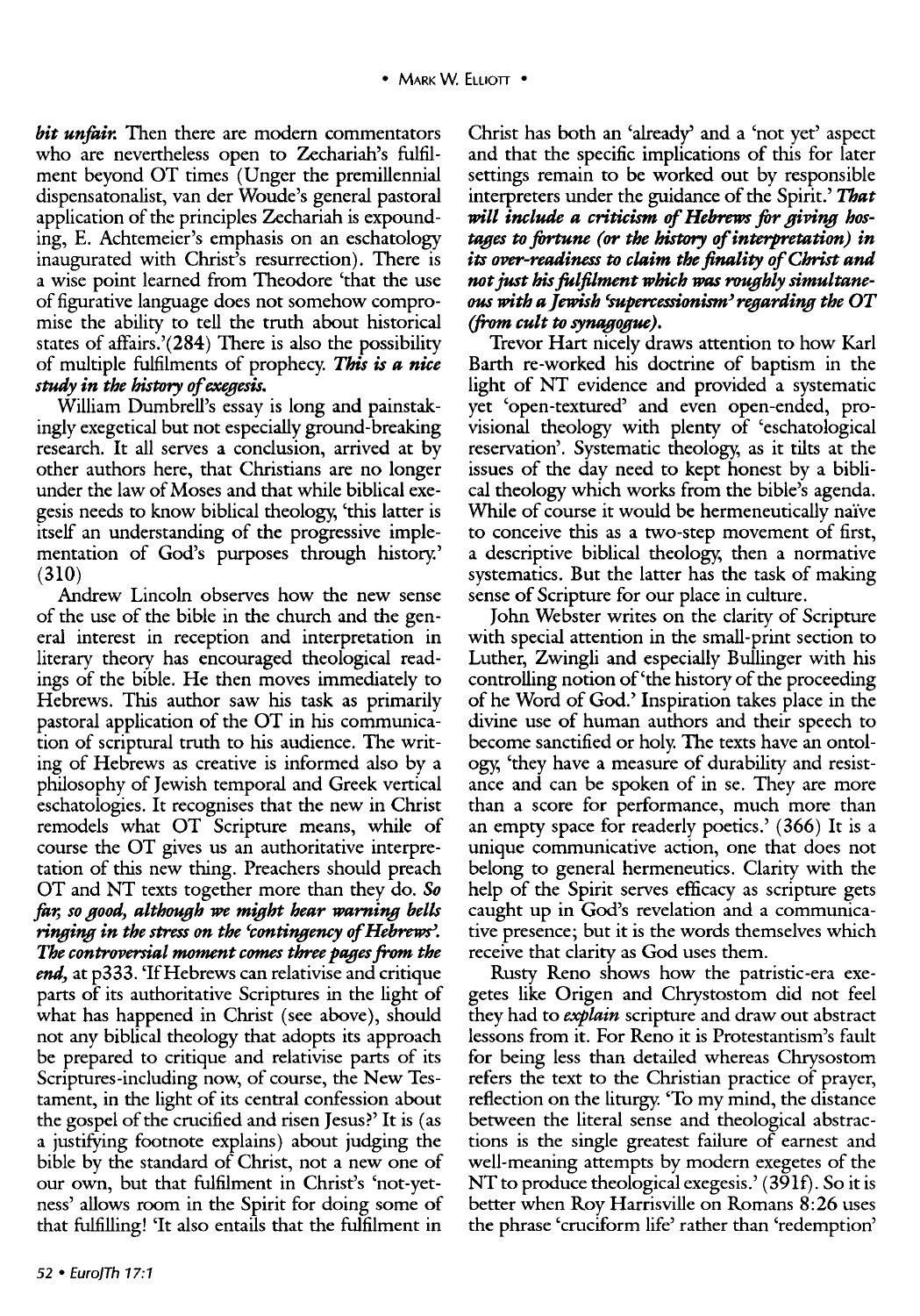*bit unfair.* Then there are modern commentators who are nevertheless open to Zechariah's fulfilment beyond OT times (Unger the premillennial dispensatonalist, van der Woude's general pastoral application of the principles Zechariah is expounding, E. Achtemeier's emphasis on an eschatology inaugurated with Christ's resurrection). There is a wise point learned from Theodore 'that the use of figurative language does not somehow compromise the ability to tell the truth about historical states of affairs.'(284) There is also the possibility of multiple fulfilments of prophecy. ***This is a nice study in the history of exegesis.***

William Dumbrell's essay is long and painstakingly exegetical but not especially ground-breaking research. It all serves a conclusion, arrived at by other authors here, that Christians are no longer under the law of Moses and that while biblical exegesis needs to know biblical theology, 'this latter is itself an understanding of the progressive implementation of God's purposes through history.' (310)

Andrew Lincoln observes how the new sense of the use of the bible in the church and the general interest in reception and interpretation in literary theory has encouraged theological readings of the bible. He then moves immediately to Hebrews. This author saw his task as primarily pastoral application of the OT in his communication of scriptural truth to his audience. The writing of Hebrews as creative is informed also by a philosophy of Jewish temporal and Greek vertical eschatologies. It recognises that the new in Christ remodels what OT Scripture means, while of course the OT gives us an authoritative interpretation of this new thing. Preachers should preach OT and NT texts together more than they do. ***So far, so good, although we might hear warning bells ringing in the stress on the 'contingency of Hebrews'. The controversial moment comes three pages from the end,*** at p333. 'If Hebrews can relativise and critique parts of its authoritative Scriptures in the light of what has happened in Christ (see above), should not any biblical theology that adopts its approach be prepared to critique and relativise parts of its Scriptures-including now, of course, the New Testament, in the light of its central confession about the gospel of the crucified and risen Jesus?' It is (as a justifying footnote explains) about judging the bible by the standard of Christ, not a new one of our own, but that fulfilment in Christ's 'not-yetness' allows room in the Spirit for doing some of that fulfilling! 'It also entails that the fulfilment in Christ has both an 'already' and a 'not yet' aspect and that the specific implications of this for later settings remain to be worked out by responsible interpreters under the guidance of the Spirit.' ***That will include a criticism of Hebrews for giving hostages to fortune (or the history of interpretation) in its over-readiness to claim the finality of Christ and not just his fulfilment which was roughly simultaneous with a Jewish 'supercessionism' regarding the OT (from cult to synagogue).***

Trevor Hart nicely draws attention to how Karl Barth re-worked his doctrine of baptism in the light of NT evidence and provided a systematic yet 'open-textured' and even open-ended, provisional theology with plenty of 'eschatological reservation'. Systematic theology, as it tilts at the issues of the day need to kept honest by a biblical theology which works from the bible's agenda. While of course it would be hermeneutically naïve to conceive this as a two-step movement of first, a descriptive biblical theology, then a normative systematics. But the latter has the task of making sense of Scripture for our place in culture.

John Webster writes on the clarity of Scripture with special attention in the small-print section to Luther, Zwingli and especially Bullinger with his controlling notion of 'the history of the proceeding of he Word of God.' Inspiration takes place in the divine use of human authors and their speech to become sanctified or holy. The texts have an ontology, 'they have a measure of durability and resistance and can be spoken of in se. They are more than a score for performance, much more than an empty space for readerly poetics.' (366) It is a unique communicative action, one that does not belong to general hermeneutics. Clarity with the help of the Spirit serves efficacy as scripture gets caught up in God's revelation and a communicative presence; but it is the words themselves which receive that clarity as God uses them.

Rusty Reno shows how the patristic-era exegetes like Origen and Chrystostom did not feel they had to *explain* scripture and draw out abstract lessons from it. For Reno it is Protestantism's fault for being less than detailed whereas Chrysostom refers the text to the Christian practice of prayer, reflection on the liturgy. 'To my mind, the distance between the literal sense and theological abstractions is the single greatest failure of earnest and well-meaning attempts by modern exegetes of the NT to produce theological exegesis.' (391f). So it is better when Roy Harrisville on Romans 8:26 uses the phrase 'cruciform life' rather than 'redemption'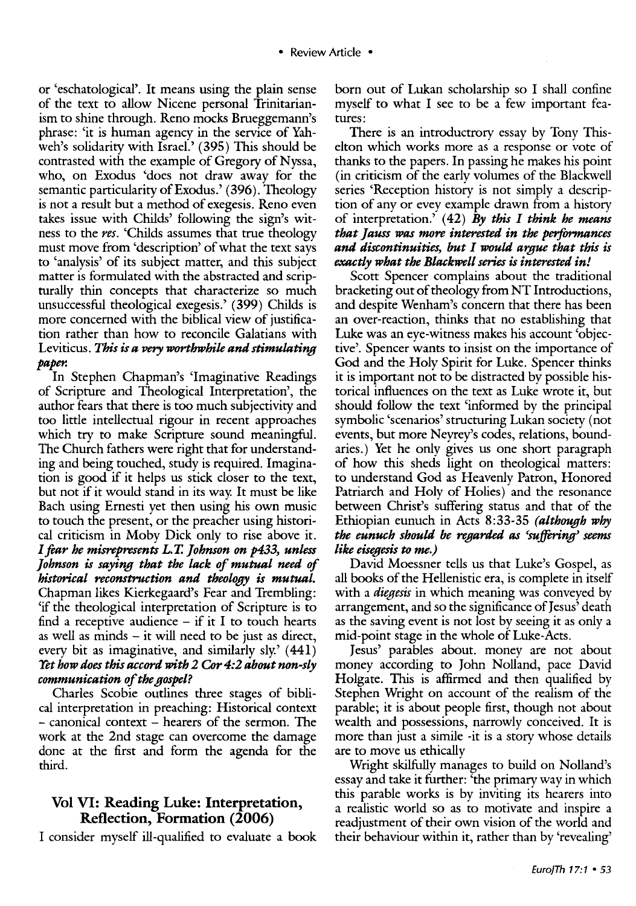or 'eschatological'. It means using the plain sense of the text to allow Nicene personal Trinitarianism to shine through. Reno mocks Brueggemann's phrase: 'it is human agency in the service of Yahweh's solidarity with Israel.' (395) This should be contrasted with the example of Gregory of Nyssa, who, on Exodus 'does not draw away for the semantic particularity of Exodus.' (396). Theology is not a result but a method of exegesis. Reno even takes issue with Childs' following the sign's witness to the *res*. 'Childs assumes that true theology must move from 'description' of what the text says to 'analysis' of its subject matter, and this subject matter is formulated with the abstracted and scripturally thin concepts that characterize so much unsuccessful theological exegesis.' (399) Childs is more concerned with the biblical view of justification rather than how to reconcile Galatians with Leviticus. ***This is a very worthwhile and stimulating paper.***

In Stephen Chapman's 'Imaginative Readings of Scripture and Theological Interpretation', the author fears that there is too much subjectivity and too little intellectual rigour in recent approaches which try to make Scripture sound meaningful. The Church fathers were right that for understanding and being touched, study is required. Imagination is good if it helps us stick closer to the text, but not if it would stand in its way. It must be like Bach using Ernesti yet then using his own music to touch the present, or the preacher using historical criticism in Moby Dick only to rise above it. ***I fear he misrepresents L.T. Johnson on p433, unless Johnson is saying that the lack of mutual need of historical reconstruction and theology is mutual.*** Chapman likes Kierkegaard's Fear and Trembling: 'if the theological interpretation of Scripture is to find a receptive audience – if it I to touch hearts as well as minds – it will need to be just as direct, every bit as imaginative, and similarly sly.' (441) ***Yet how does this accord with 2 Cor 4:2 about non-sly communication of the gospel?***

Charles Scobie outlines three stages of biblical interpretation in preaching: Historical context – canonical context – hearers of the sermon. The work at the 2nd stage can overcome the damage done at the first and form the agenda for the third.

## Vol VI: Reading Luke: Interpretation, Reflection, Formation (2006)

I consider myself ill-qualified to evaluate a book born out of Lukan scholarship so I shall confine myself to what I see to be a few important features:

There is an introductrory essay by Tony Thiselton which works more as a response or vote of thanks to the papers. In passing he makes his point (in criticism of the early volumes of the Blackwell series 'Reception history is not simply a description of any or evey example drawn from a history of interpretation.' (42) ***By this I think he means that Jauss was more interested in the performances and discontinuities, but I would argue that this is exactly what the Blackwell series is interested in!***

Scott Spencer complains about the traditional bracketing out of theology from NT Introductions, and despite Wenham's concern that there has been an over-reaction, thinks that no establishing that Luke was an eye-witness makes his account 'objective'. Spencer wants to insist on the importance of God and the Holy Spirit for Luke. Spencer thinks it is important not to be distracted by possible historical influences on the text as Luke wrote it, but should follow the text 'informed by the principal symbolic 'scenarios' structuring Lukan society (not events, but more Neyrey's codes, relations, boundaries.) Yet he only gives us one short paragraph of how this sheds light on theological matters: to understand God as Heavenly Patron, Honored Patriarch and Holy of Holies) and the resonance between Christ's suffering status and that of the Ethiopian eunuch in Acts 8:33-35 ***(although why the eunuch should be regarded as 'suffering' seems like eisegesis to me.)***

David Moessner tells us that Luke's Gospel, as all books of the Hellenistic era, is complete in itself with a *diegesis* in which meaning was conveyed by arrangement, and so the significance of Jesus' death as the saving event is not lost by seeing it as only a mid-point stage in the whole of Luke-Acts.

Jesus' parables about. money are not about money according to John Nolland, pace David Holgate. This is affirmed and then qualified by Stephen Wright on account of the realism of the parable; it is about people first, though not about wealth and possessions, narrowly conceived. It is more than just a simile -it is a story whose details are to move us ethically

Wright skilfully manages to build on Nolland's essay and take it further: 'the primary way in which this parable works is by inviting its hearers into a realistic world so as to motivate and inspire a readjustment of their own vision of the world and their behaviour within it, rather than by 'revealing'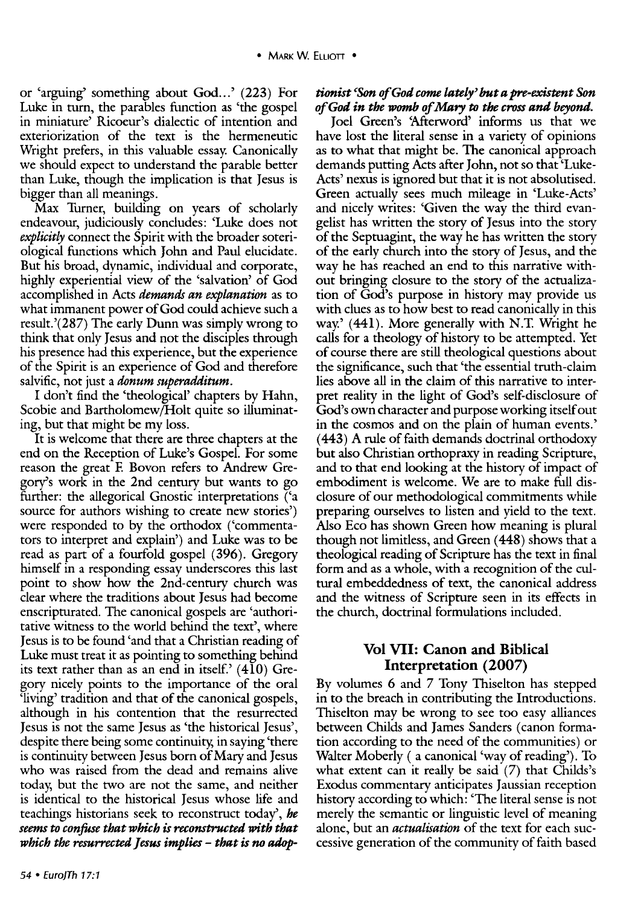or 'arguing' something about God...' (223) For Luke in turn, the parables function as 'the gospel in miniature' Ricoeur's dialectic of intention and exteriorization of the text is the hermeneutic Wright prefers, in this valuable essay. Canonically we should expect to understand the parable better than Luke, though the implication is that Jesus is bigger than all meanings.

Max Turner, building on years of scholarly endeavour, judiciously concludes: 'Luke does not *explicitly* connect the Spirit with the broader soteriological functions which John and Paul elucidate. But his broad, dynamic, individual and corporate, highly experiential view of the 'salvation' of God accomplished in Acts *demands an explanation* as to what immanent power of God could achieve such a result.'(287) The early Dunn was simply wrong to think that only Jesus and not the disciples through his presence had this experience, but the experience of the Spirit is an experience of God and therefore salvific, not just a *donum superadditum*.

I don't find the 'theological' chapters by Hahn, Scobie and Bartholomew/Holt quite so illuminating, but that might be my loss.

It is welcome that there are three chapters at the end on the Reception of Luke's Gospel. For some reason the great F. Bovon refers to Andrew Gregory's work in the 2nd century but wants to go further: the allegorical Gnostic interpretations ('a source for authors wishing to create new stories') were responded to by the orthodox ('commentators to interpret and explain') and Luke was to be read as part of a fourfold gospel (396). Gregory himself in a responding essay underscores this last point to show how the 2nd-century church was clear where the traditions about Jesus had become enscripturated. The canonical gospels are 'authoritative witness to the world behind the text', where Jesus is to be found 'and that a Christian reading of Luke must treat it as pointing to something behind its text rather than as an end in itself.' (410) Gregory nicely points to the importance of the oral 'living' tradition and that of the canonical gospels, although in his contention that the resurrected Jesus is not the same Jesus as 'the historical Jesus', despite there being some continuity, in saying 'there is continuity between Jesus born of Mary and Jesus who was raised from the dead and remains alive today, but the two are not the same, and neither is identical to the historical Jesus whose life and teachings historians seek to reconstruct today', ***he seems to confuse that which is reconstructed with that which the resurrected Jesus implies – that is no adoptionist 'Son of God come lately' but a pre-existent Son of God in the womb of Mary to the cross and beyond.***

Joel Green's 'Afterword' informs us that we have lost the literal sense in a variety of opinions as to what that might be. The canonical approach demands putting Acts after John, not so that 'Luke-Acts' nexus is ignored but that it is not absolutised. Green actually sees much mileage in 'Luke-Acts' and nicely writes: 'Given the way the third evangelist has written the story of Jesus into the story of the Septuagint, the way he has written the story of the early church into the story of Jesus, and the way he has reached an end to this narrative without bringing closure to the story of the actualization of God's purpose in history may provide us with clues as to how best to read canonically in this way.' (441). More generally with N.T. Wright he calls for a theology of history to be attempted. Yet of course there are still theological questions about the significance, such that 'the essential truth-claim lies above all in the claim of this narrative to interpret reality in the light of God's self-disclosure of God's own character and purpose working itself out in the cosmos and on the plain of human events.' (443) A rule of faith demands doctrinal orthodoxy but also Christian orthopraxy in reading Scripture, and to that end looking at the history of impact of embodiment is welcome. We are to make full disclosure of our methodological commitments while preparing ourselves to listen and yield to the text. Also Eco has shown Green how meaning is plural though not limitless, and Green (448) shows that a theological reading of Scripture has the text in final form and as a whole, with a recognition of the cultural embeddedness of text, the canonical address and the witness of Scripture seen in its effects in the church, doctrinal formulations included.

## Vol VII: Canon and Biblical Interpretation (2007)

By volumes 6 and 7 Tony Thiselton has stepped in to the breach in contributing the Introductions. Thiselton may be wrong to see too easy alliances between Childs and James Sanders (canon formation according to the need of the communities) or Walter Moberly ( a canonical 'way of reading'). To what extent can it really be said (7) that Childs's Exodus commentary anticipates Jaussian reception history according to which: 'The literal sense is not merely the semantic or linguistic level of meaning alone, but an *actualisation* of the text for each successive generation of the community of faith based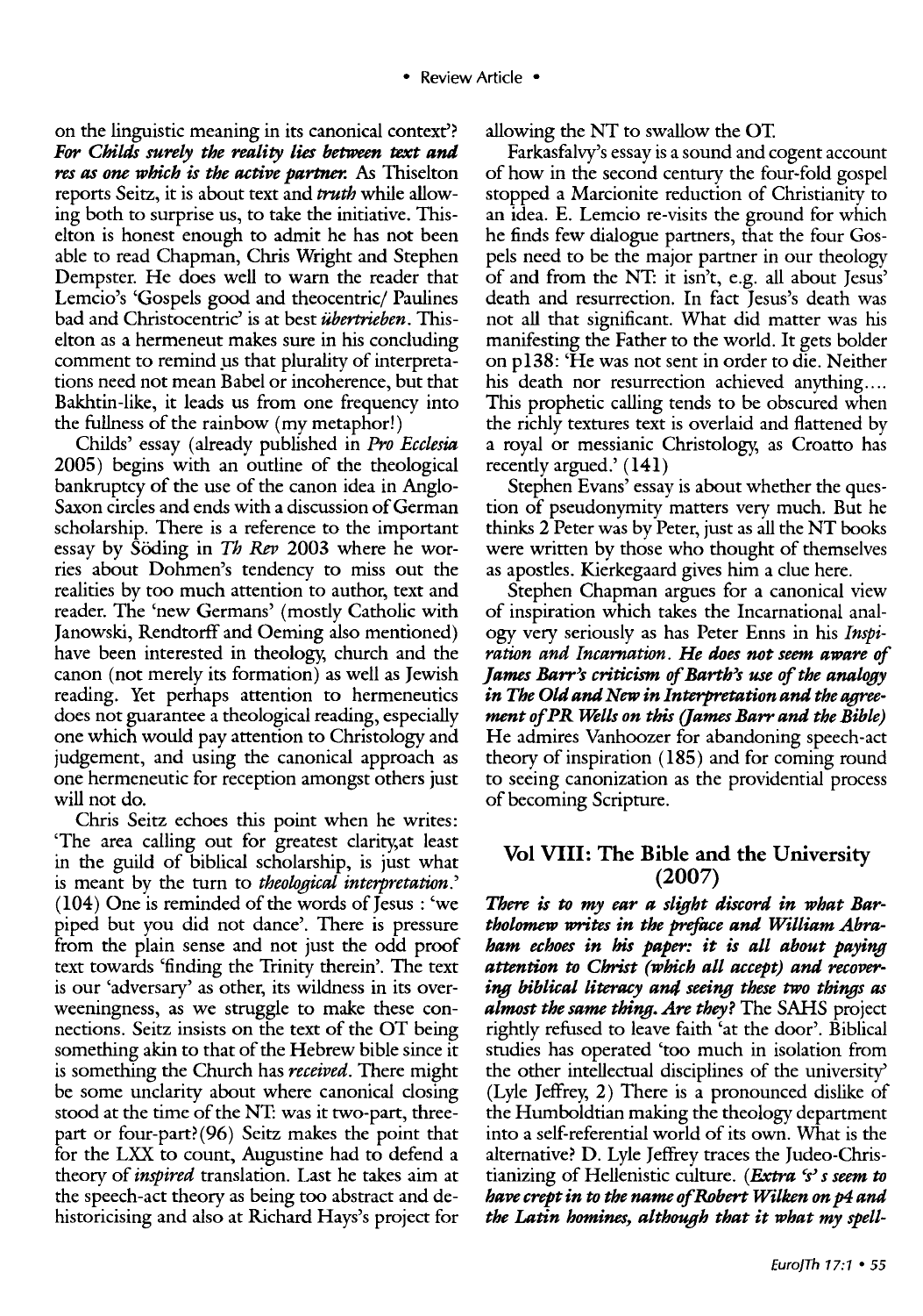on the linguistic meaning in its canonical context'? ***For Childs surely the reality lies between text and res as one which is the active partner.*** As Thiselton reports Seitz, it is about text and *truth* while allowing both to surprise us, to take the initiative. Thiselton is honest enough to admit he has not been able to read Chapman, Chris Wright and Stephen Dempster. He does well to warn the reader that Lemcio's 'Gospels good and theocentric/ Paulines bad and Christocentric' is at best *übertrieben*. Thiselton as a hermeneut makes sure in his concluding comment to remind us that plurality of interpretations need not mean Babel or incoherence, but that Bakhtin-like, it leads us from one frequency into the fullness of the rainbow (my metaphor!)

Childs' essay (already published in *Pro Ecclesia* 2005) begins with an outline of the theological bankruptcy of the use of the canon idea in Anglo-Saxon circles and ends with a discussion of German scholarship. There is a reference to the important essay by Söding in *Th Rev* 2003 where he worries about Dohmen's tendency to miss out the realities by too much attention to author, text and reader. The 'new Germans' (mostly Catholic with Janowski, Rendtorff and Oeming also mentioned) have been interested in theology, church and the canon (not merely its formation) as well as Jewish reading. Yet perhaps attention to hermeneutics does not guarantee a theological reading, especially one which would pay attention to Christology and judgement, and using the canonical approach as one hermeneutic for reception amongst others just will not do.

Chris Seitz echoes this point when he writes: 'The area calling out for greatest clarity,at least in the guild of biblical scholarship, is just what is meant by the turn to *theological interpretation*.' (104) One is reminded of the words of Jesus : 'we piped but you did not dance'. There is pressure from the plain sense and not just the odd proof text towards 'finding the Trinity therein'. The text is our 'adversary' as other, its wildness in its overweeningness, as we struggle to make these connections. Seitz insists on the text of the OT being something akin to that of the Hebrew bible since it is something the Church has *received*. There might be some unclarity about where canonical closing stood at the time of the NT: was it two-part, three-part or four-part?(96) Seitz makes the point that for the LXX to count, Augustine had to defend a theory of *inspired* translation. Last he takes aim at the speech-act theory as being too abstract and dehistoricising and also at Richard Hays's project for allowing the NT to swallow the OT.

Farkasfalvy's essay is a sound and cogent account of how in the second century the four-fold gospel stopped a Marcionite reduction of Christianity to an idea. E. Lemcio re-visits the ground for which he finds few dialogue partners, that the four Gospels need to be the major partner in our theology of and from the NT: it isn't, e.g. all about Jesus' death and resurrection. In fact Jesus's death was not all that significant. What did matter was his manifesting the Father to the world. It gets bolder on p138: 'He was not sent in order to die. Neither his death nor resurrection achieved anything.... This prophetic calling tends to be obscured when the richly textures text is overlaid and flattened by a royal or messianic Christology, as Croatto has recently argued.' (141)

Stephen Evans' essay is about whether the question of pseudonymity matters very much. But he thinks 2 Peter was by Peter, just as all the NT books were written by those who thought of themselves as apostles. Kierkegaard gives him a clue here.

Stephen Chapman argues for a canonical view of inspiration which takes the Incarnational analogy very seriously as has Peter Enns in his *Inspiration and Incarnation*. ***He does not seem aware of James Barr's criticism of Barth's use of the analogy in The Old and New in Interpretation and the agreement of PR Wells on this (James Barr and the Bible)*** He admires Vanhoozer for abandoning speech-act theory of inspiration (185) and for coming round to seeing canonization as the providential process of becoming Scripture.

## Vol VIII: The Bible and the University (2007)

***There is to my ear a slight discord in what Bartholomew writes in the preface and William Abraham echoes in his paper: it is all about paying attention to Christ (which all accept) and recovering biblical literacy and seeing these two things as almost the same thing. Are they?*** The SAHS project rightly refused to leave faith 'at the door'. Biblical studies has operated 'too much in isolation from the other intellectual disciplines of the university' (Lyle Jeffrey, 2) There is a pronounced dislike of the Humboldtian making the theology department into a self-referential world of its own. What is the alternative? D. Lyle Jeffrey traces the Judeo-Christianizing of Hellenistic culture. ***(Extra 's' s seem to have crept in to the name of Robert Wilken on p4 and the Latin homines, although that it what my spell-***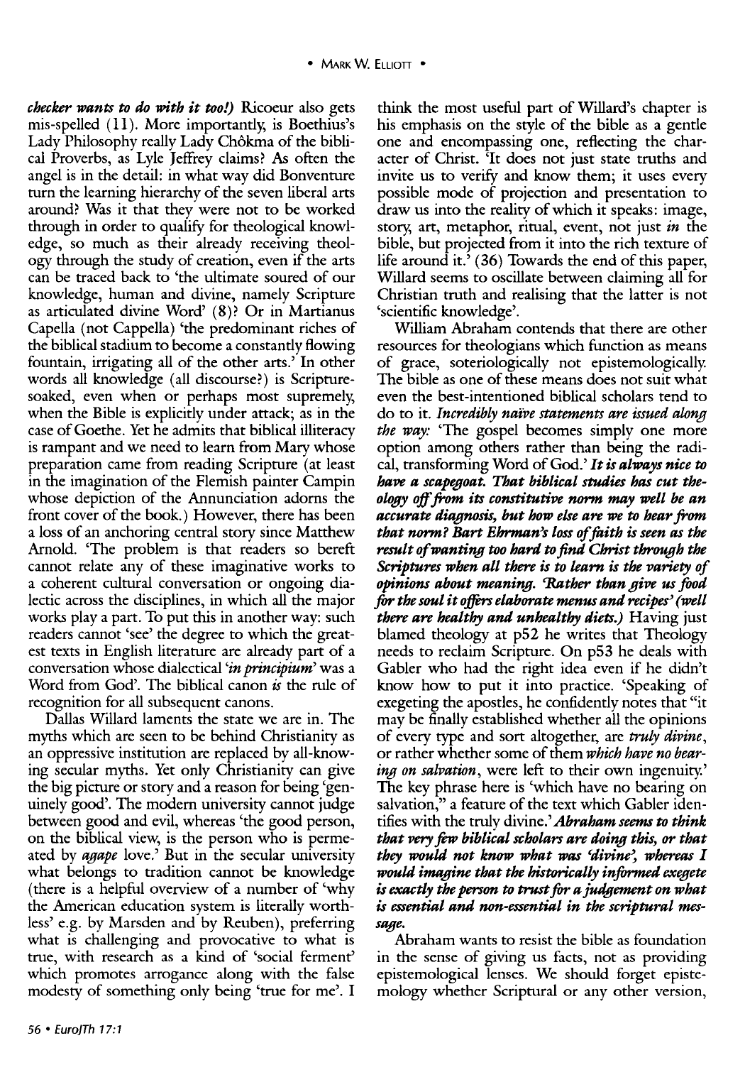*checker wants to do with it too!)* Ricoeur also gets mis-spelled (11). More importantly, is Boethius's Lady Philosophy really Lady Chôkma of the biblical Proverbs, as Lyle Jeffrey claims? As often the angel is in the detail: in what way did Bonventure turn the learning hierarchy of the seven liberal arts around? Was it that they were not to be worked through in order to qualify for theological knowledge, so much as their already receiving theology through the study of creation, even if the arts can be traced back to 'the ultimate soured of our knowledge, human and divine, namely Scripture as articulated divine Word' (8)? Or in Martianus Capella (not Cappella) 'the predominant riches of the biblical stadium to become a constantly flowing fountain, irrigating all of the other arts.' In other words all knowledge (all discourse?) is Scripture-soaked, even when or perhaps most supremely, when the Bible is explicitly under attack; as in the case of Goethe. Yet he admits that biblical illiteracy is rampant and we need to learn from Mary whose preparation came from reading Scripture (at least in the imagination of the Flemish painter Campin whose depiction of the Annunciation adorns the front cover of the book.) However, there has been a loss of an anchoring central story since Matthew Arnold. 'The problem is that readers so bereft cannot relate any of these imaginative works to a coherent cultural conversation or ongoing dialectic across the disciplines, in which all the major works play a part. To put this in another way: such readers cannot 'see' the degree to which the greatest texts in English literature are already part of a conversation whose dialectical *'in principium'* was a Word from God'. The biblical canon *is* the rule of recognition for all subsequent canons.

Dallas Willard laments the state we are in. The myths which are seen to be behind Christianity as an oppressive institution are replaced by all-knowing secular myths. Yet only Christianity can give the big picture or story and a reason for being 'genuinely good'. The modern university cannot judge between good and evil, whereas 'the good person, on the biblical view, is the person who is permeated by *agape* love.' But in the secular university what belongs to tradition cannot be knowledge (there is a helpful overview of a number of 'why the American education system is literally worthless' e.g. by Marsden and by Reuben), preferring what is challenging and provocative to what is true, with research as a kind of 'social ferment' which promotes arrogance along with the false modesty of something only being 'true for me'. I think the most useful part of Willard's chapter is his emphasis on the style of the bible as a gentle one and encompassing one, reflecting the character of Christ. 'It does not just state truths and invite us to verify and know them; it uses every possible mode of projection and presentation to draw us into the reality of which it speaks: image, story, art, metaphor, ritual, event, not just *in* the bible, but projected from it into the rich texture of life around it.' (36) Towards the end of this paper, Willard seems to oscillate between claiming all for Christian truth and realising that the latter is not 'scientific knowledge'.

William Abraham contends that there are other resources for theologians which function as means of grace, soteriologically not epistemologically. The bible as one of these means does not suit what even the best-intentioned biblical scholars tend to do to it. *Incredibly naïve statements are issued along the way:* 'The gospel becomes simply one more option among others rather than being the radical, transforming Word of God.' ***It is always nice to have a scapegoat. That biblical studies has cut theology off from its constitutive norm may well be an accurate diagnosis, but how else are we to hear from that norm? Bart Ehrman's loss of faith is seen as the result of wanting too hard to find Christ through the Scriptures when all there is to learn is the variety of opinions about meaning. 'Rather than give us food for the soul it offers elaborate menus and recipes' (well there are healthy and unhealthy diets.)*** Having just blamed theology at p52 he writes that Theology needs to reclaim Scripture. On p53 he deals with Gabler who had the right idea even if he didn't know how to put it into practice. 'Speaking of exegeting the apostles, he confidently notes that "it may be finally established whether all the opinions of every type and sort altogether, are *truly divine*, or rather whether some of them *which have no bearing on salvation*, were left to their own ingenuity.' The key phrase here is 'which have no bearing on salvation," a feature of the text which Gabler identifies with the truly divine.' ***Abraham seems to think that very few biblical scholars are doing this, or that they would not know what was 'divine', whereas I would imagine that the historically informed exegete is exactly the person to trust for a judgement on what is essential and non-essential in the scriptural message.***

Abraham wants to resist the bible as foundation in the sense of giving us facts, not as providing epistemological lenses. We should forget epistemology whether Scriptural or any other version,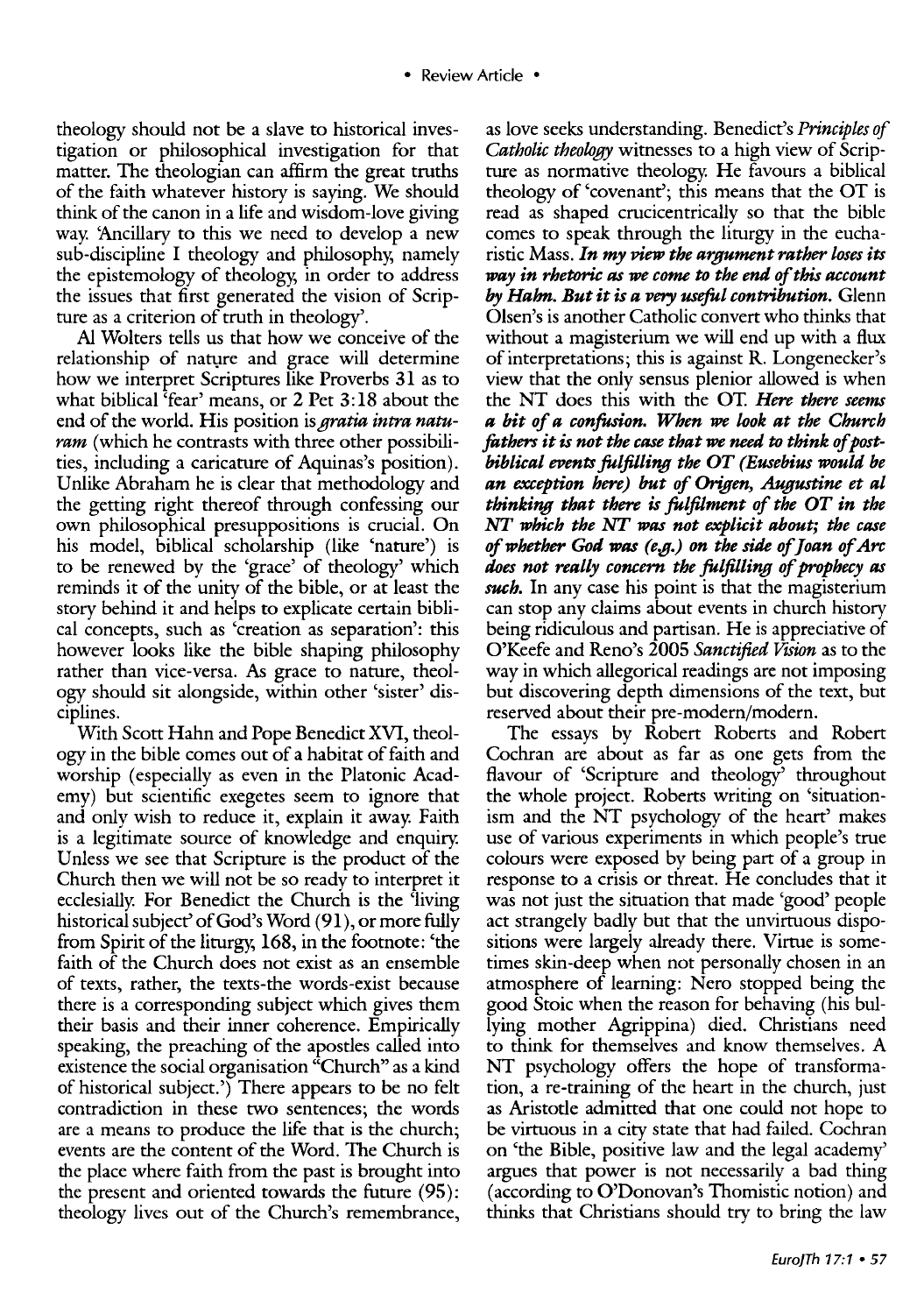theology should not be a slave to historical investigation or philosophical investigation for that matter. The theologian can affirm the great truths of the faith whatever history is saying. We should think of the canon in a life and wisdom-love giving way. 'Ancillary to this we need to develop a new sub-discipline I theology and philosophy, namely the epistemology of theology, in order to address the issues that first generated the vision of Scripture as a criterion of truth in theology'.

Al Wolters tells us that how we conceive of the relationship of nature and grace will determine how we interpret Scriptures like Proverbs 31 as to what biblical 'fear' means, or 2 Pet 3:18 about the end of the world. His position is *gratia intra naturam* (which he contrasts with three other possibilities, including a caricature of Aquinas's position). Unlike Abraham he is clear that methodology and the getting right thereof through confessing our own philosophical presuppositions is crucial. On his model, biblical scholarship (like 'nature') is to be renewed by the 'grace' of theology' which reminds it of the unity of the bible, or at least the story behind it and helps to explicate certain biblical concepts, such as 'creation as separation': this however looks like the bible shaping philosophy rather than vice-versa. As grace to nature, theology should sit alongside, within other 'sister' disciplines.

With Scott Hahn and Pope Benedict XVI, theology in the bible comes out of a habitat of faith and worship (especially as even in the Platonic Academy) but scientific exegetes seem to ignore that and only wish to reduce it, explain it away. Faith is a legitimate source of knowledge and enquiry. Unless we see that Scripture is the product of the Church then we will not be so ready to interpret it ecclesially. For Benedict the Church is the 'living historical subject' of God's Word (91), or more fully from Spirit of the liturgy, 168, in the footnote: 'the faith of the Church does not exist as an ensemble of texts, rather, the texts-the words-exist because there is a corresponding subject which gives them their basis and their inner coherence. Empirically speaking, the preaching of the apostles called into existence the social organisation "Church" as a kind of historical subject.') There appears to be no felt contradiction in these two sentences; the words are a means to produce the life that is the church; events are the content of the Word. The Church is the place where faith from the past is brought into the present and oriented towards the future (95): theology lives out of the Church's remembrance, as love seeks understanding. Benedict's *Principles of Catholic theology* witnesses to a high view of Scripture as normative theology. He favours a biblical theology of 'covenant'; this means that the OT is read as shaped crucicentrically so that the bible comes to speak through the liturgy in the eucharistic Mass. ***In my view the argument rather loses its way in rhetoric as we come to the end of this account by Hahn. But it is a very useful contribution.*** Glenn Olsen's is another Catholic convert who thinks that without a magisterium we will end up with a flux of interpretations; this is against R. Longenecker's view that the only sensus plenior allowed is when the NT does this with the OT. ***Here there seems a bit of a confusion. When we look at the Church fathers it is not the case that we need to think of post-biblical events fulfilling the OT (Eusebius would be an exception here) but of Origen, Augustine et al thinking that there is fulfilment of the OT in the NT which the NT was not explicit about; the case of whether God was (e.g.) on the side of Joan of Arc does not really concern the fulfilling of prophecy as such.*** In any case his point is that the magisterium can stop any claims about events in church history being ridiculous and partisan. He is appreciative of O'Keefe and Reno's 2005 *Sanctified Vision* as to the way in which allegorical readings are not imposing but discovering depth dimensions of the text, but reserved about their pre-modern/modern.

The essays by Robert Roberts and Robert Cochran are about as far as one gets from the flavour of 'Scripture and theology' throughout the whole project. Roberts writing on 'situationism and the NT psychology of the heart' makes use of various experiments in which people's true colours were exposed by being part of a group in response to a crisis or threat. He concludes that it was not just the situation that made 'good' people act strangely badly but that the unvirtuous dispositions were largely already there. Virtue is sometimes skin-deep when not personally chosen in an atmosphere of learning: Nero stopped being the good Stoic when the reason for behaving (his bullying mother Agrippina) died. Christians need to think for themselves and know themselves. A NT psychology offers the hope of transformation, a re-training of the heart in the church, just as Aristotle admitted that one could not hope to be virtuous in a city state that had failed. Cochran on 'the Bible, positive law and the legal academy' argues that power is not necessarily a bad thing (according to O'Donovan's Thomistic notion) and thinks that Christians should try to bring the law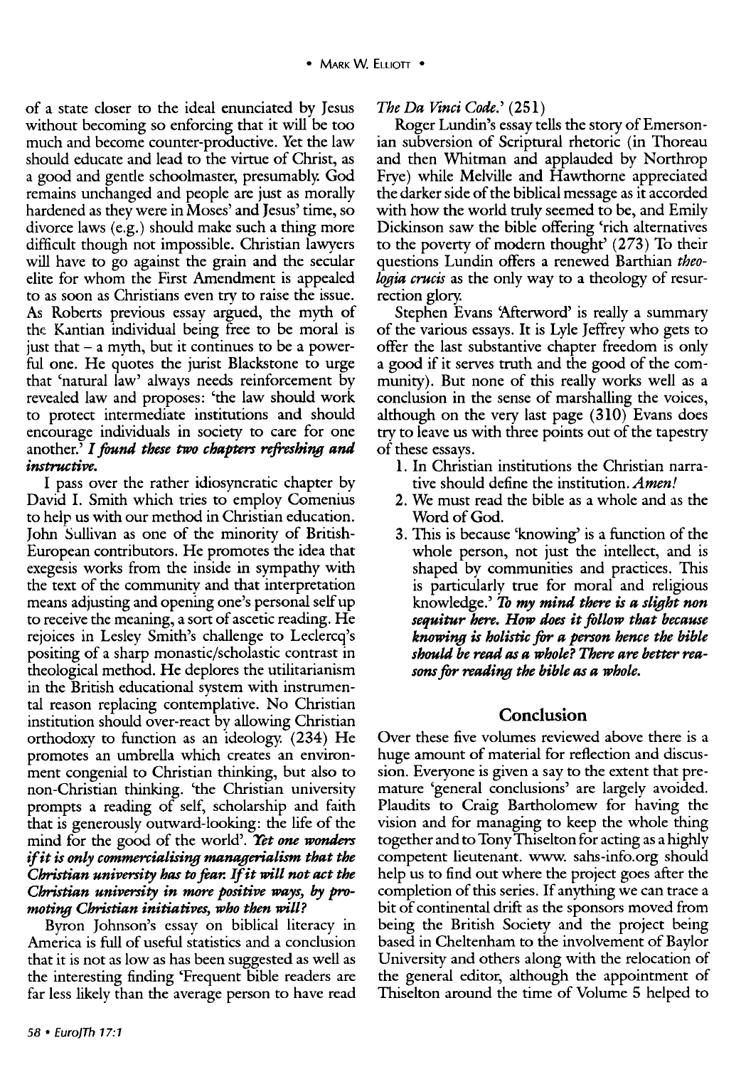of a state closer to the ideal enunciated by Jesus without becoming so enforcing that it will be too much and become counter-productive. Yet the law should educate and lead to the virtue of Christ, as a good and gentle schoolmaster, presumably. God remains unchanged and people are just as morally hardened as they were in Moses' and Jesus' time, so divorce laws (e.g.) should make such a thing more difficult though not impossible. Christian lawyers will have to go against the grain and the secular elite for whom the First Amendment is appealed to as soon as Christians even try to raise the issue. As Roberts previous essay argued, the myth of the Kantian individual being free to be moral is just that – a myth, but it continues to be a powerful one. He quotes the jurist Blackstone to urge that 'natural law' always needs reinforcement by revealed law and proposes: 'the law should work to protect intermediate institutions and should encourage individuals in society to care for one another.' ***I found these two chapters refreshing and instructive.***

I pass over the rather idiosyncratic chapter by David I. Smith which tries to employ Comenius to help us with our method in Christian education. John Sullivan as one of the minority of British-European contributors. He promotes the idea that exegesis works from the inside in sympathy with the text of the community and that interpretation means adjusting and opening one's personal self up to receive the meaning, a sort of ascetic reading. He rejoices in Lesley Smith's challenge to Leclercq's positing of a sharp monastic/scholastic contrast in theological method. He deplores the utilitarianism in the British educational system with instrumental reason replacing contemplative. No Christian institution should over-react by allowing Christian orthodoxy to function as an ideology. (234) He promotes an umbrella which creates an environment congenial to Christian thinking, but also to non-Christian thinking. 'the Christian university prompts a reading of self, scholarship and faith that is generously outward-looking: the life of the mind for the good of the world'. ***Yet one wonders if it is only commercialising managerialism that the Christian university has to fear. If it will not act the Christian university in more positive ways, by promoting Christian initiatives, who then will?***

Byron Johnson's essay on biblical literacy in America is full of useful statistics and a conclusion that it is not as low as has been suggested as well as the interesting finding 'Frequent bible readers are far less likely than the average person to have read *The Da Vinci Code*.' (251)

Roger Lundin's essay tells the story of Emersonian subversion of Scriptural rhetoric (in Thoreau and then Whitman and applauded by Northrop Frye) while Melville and Hawthorne appreciated the darker side of the biblical message as it accorded with how the world truly seemed to be, and Emily Dickinson saw the bible offering 'rich alternatives to the poverty of modern thought' (273) To their questions Lundin offers a renewed Barthian *theologia crucis* as the only way to a theology of resurrection glory.

Stephen Evans 'Afterword' is really a summary of the various essays. It is Lyle Jeffrey who gets to offer the last substantive chapter freedom is only a good if it serves truth and the good of the community). But none of this really works well as a conclusion in the sense of marshalling the voices, although on the very last page (310) Evans does try to leave us with three points out of the tapestry of these essays.

1. In Christian institutions the Christian narrative should define the institution. *Amen!*
2. We must read the bible as a whole and as the Word of God.
3. This is because 'knowing' is a function of the whole person, not just the intellect, and is shaped by communities and practices. This is particularly true for moral and religious knowledge.' ***To my mind there is a slight non sequitur here. How does it follow that because knowing is holistic for a person hence the bible should be read as a whole? There are better reasons for reading the bible as a whole.***

## Conclusion

Over these five volumes reviewed above there is a huge amount of material for reflection and discussion. Everyone is given a say to the extent that premature 'general conclusions' are largely avoided. Plaudits to Craig Bartholomew for having the vision and for managing to keep the whole thing together and to Tony Thiselton for acting as a highly competent lieutenant. www. sahs-info.org should help us to find out where the project goes after the completion of this series. If anything we can trace a bit of continental drift as the sponsors moved from being the British Society and the project being based in Cheltenham to the involvement of Baylor University and others along with the relocation of the general editor, although the appointment of Thiselton around the time of Volume 5 helped to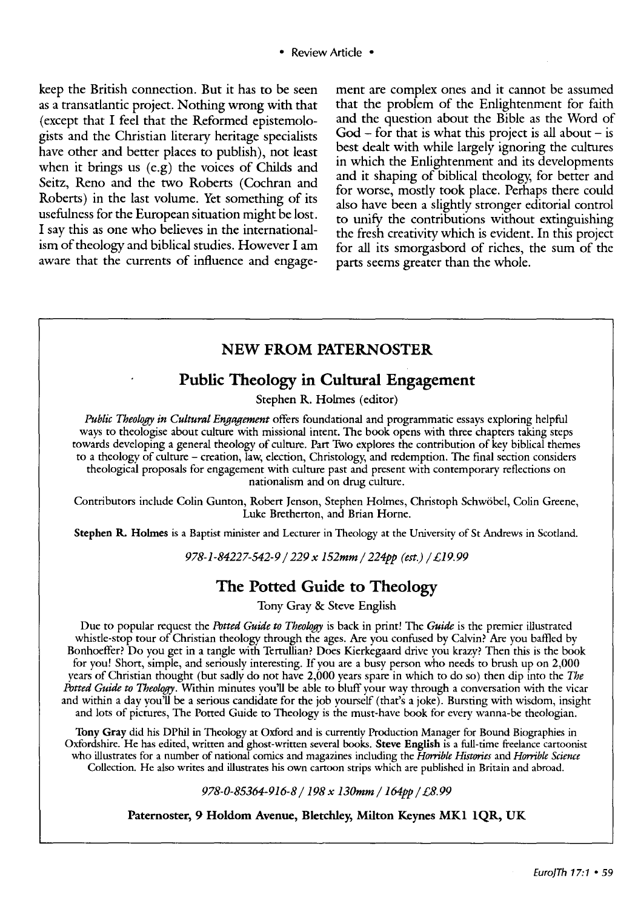keep the British connection. But it has to be seen as a transatlantic project. Nothing wrong with that (except that I feel that the Reformed epistemologists and the Christian literary heritage specialists have other and better places to publish), not least when it brings us (e.g) the voices of Childs and Seitz, Reno and the two Roberts (Cochran and Roberts) in the last volume. Yet something of its usefulness for the European situation might be lost. I say this as one who believes in the internationalism of theology and biblical studies. However I am aware that the currents of influence and engagement are complex ones and it cannot be assumed that the problem of the Enlightenment for faith and the question about the Bible as the Word of God – for that is what this project is all about – is best dealt with while largely ignoring the cultures in which the Enlightenment and its developments and it shaping of biblical theology, for better and for worse, mostly took place. Perhaps there could also have been a slightly stronger editorial control to unify the contributions without extinguishing the fresh creativity which is evident. In this project for all its smorgasbord of riches, the sum of the parts seems greater than the whole.

## NEW FROM PATERNOSTER

### Public Theology in Cultural Engagement

Stephen R. Holmes (editor)

*Public Theology in Cultural Engagement* offers foundational and programmatic essays exploring helpful ways to theologise about culture with missional intent. The book opens with three chapters taking steps towards developing a general theology of culture. Part Two explores the contribution of key biblical themes to a theology of culture – creation, law, election, Christology, and redemption. The final section considers theological proposals for engagement with culture past and present with contemporary reflections on nationalism and on drug culture.

Contributors include Colin Gunton, Robert Jenson, Stephen Holmes, Christoph Schwöbel, Colin Greene, Luke Bretherton, and Brian Horne.

**Stephen R. Holmes** is a Baptist minister and Lecturer in Theology at the University of St Andrews in Scotland.

*978-1-84227-542-9 / 229 x 152mm / 224pp (est.) / £19.99*

### The Potted Guide to Theology

Tony Gray & Steve English

Due to popular request the *Potted Guide to Theology* is back in print! The *Guide* is the premier illustrated whistle-stop tour of Christian theology through the ages. Are you confused by Calvin? Are you baffled by Bonhoeffer? Do you get in a tangle with Tertullian? Does Kierkegaard drive you krazy? Then this is the book for you! Short, simple, and seriously interesting. If you are a busy person who needs to brush up on 2,000 years of Christian thought (but sadly do not have 2,000 years spare in which to do so) then dip into the *The Potted Guide to Theology*. Within minutes you'll be able to bluff your way through a conversation with the vicar and within a day you'll be a serious candidate for the job yourself (that's a joke). Bursting with wisdom, insight and lots of pictures, The Potted Guide to Theology is the must-have book for every wanna-be theologian.

**Tony Gray** did his DPhil in Theology at Oxford and is currently Production Manager for Bound Biographies in Oxfordshire. He has edited, written and ghost-written several books. **Steve English** is a full-time freelance cartoonist who illustrates for a number of national comics and magazines including the *Horrible Histories* and *Horrible Science* Collection. He also writes and illustrates his own cartoon strips which are published in Britain and abroad.

*978-0-85364-916-8 / 198 x 130mm / 164pp / £8.99*

**Paternoster, 9 Holdom Avenue, Bletchley, Milton Keynes MK1 1QR, UK**